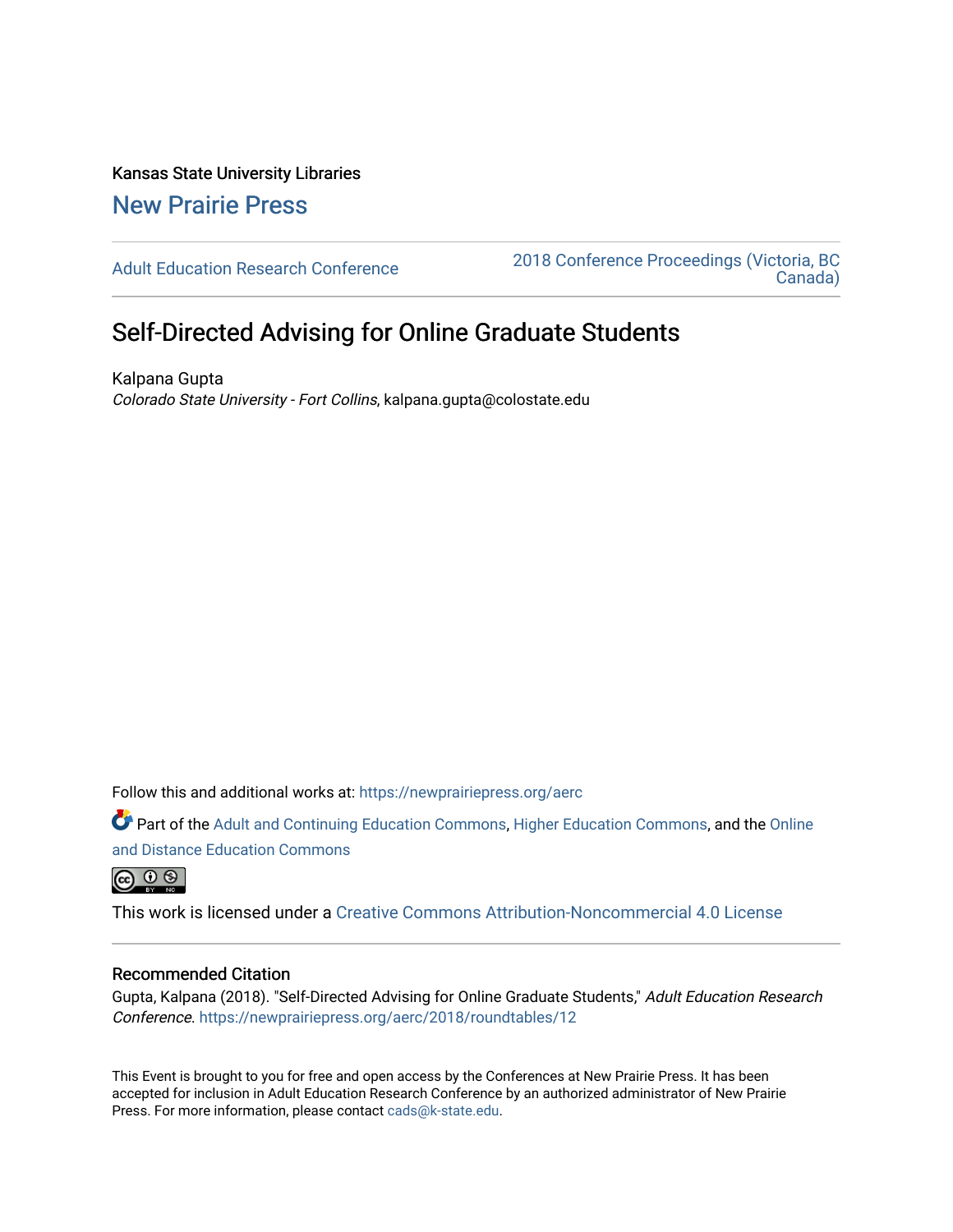Kansas State University Libraries

New Prairie Press

Adult Education Research Conference

2018 Conference Proceedings (Victoria, BC Canada)

# Self-Directed Advising for Online Graduate Students

Kalpana Gupta

*Colorado State University - Fort Collins*, kalpana.gupta@colostate.edu

Follow this and additional works at: https://newprairiepress.org/aerc

Part of the Adult and Continuing Education Commons, Higher Education Commons, and the Online and Distance Education Commons

This work is licensed under a Creative Commons Attribution-Noncommercial 4.0 License

## Recommended Citation

Gupta, Kalpana (2018). "Self-Directed Advising for Online Graduate Students," *Adult Education Research Conference*. https://newprairiepress.org/aerc/2018/roundtables/12

This Event is brought to you for free and open access by the Conferences at New Prairie Press. It has been accepted for inclusion in Adult Education Research Conference by an authorized administrator of New Prairie Press. For more information, please contact cads@k-state.edu.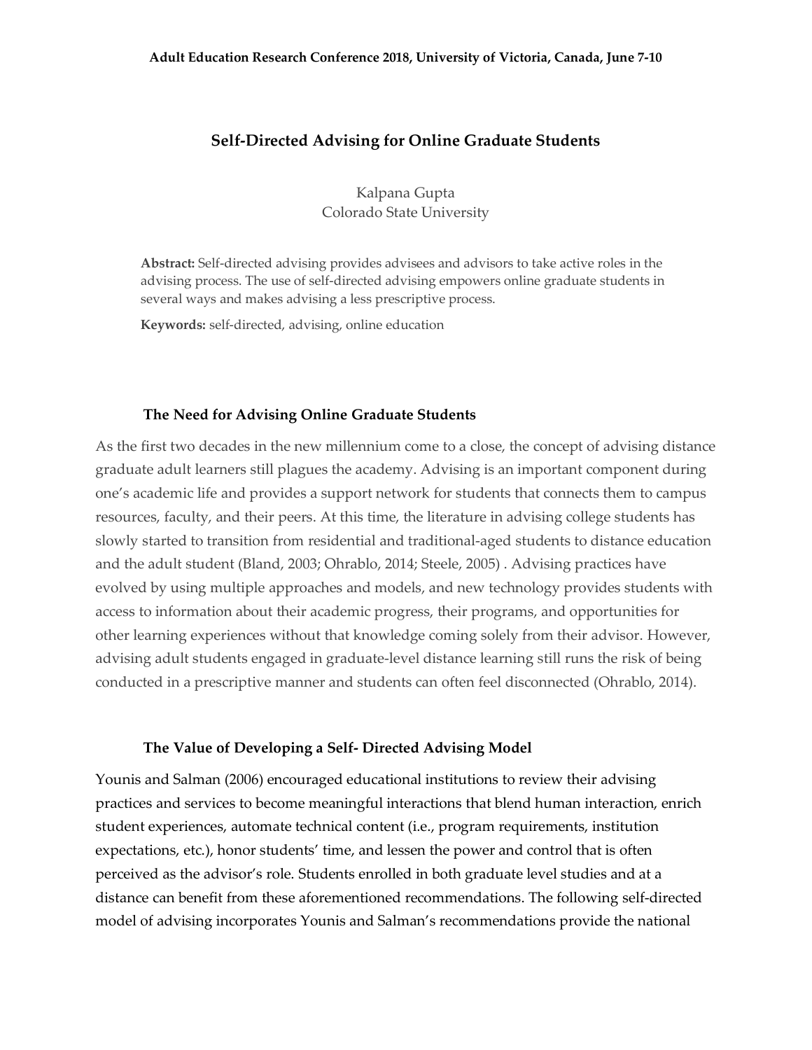# Self-Directed Advising for Online Graduate Students

Kalpana Gupta
Colorado State University

**Abstract:** Self-directed advising provides advisees and advisors to take active roles in the advising process. The use of self-directed advising empowers online graduate students in several ways and makes advising a less prescriptive process.

**Keywords:** self-directed, advising, online education

## The Need for Advising Online Graduate Students

As the first two decades in the new millennium come to a close, the concept of advising distance graduate adult learners still plagues the academy. Advising is an important component during one's academic life and provides a support network for students that connects them to campus resources, faculty, and their peers. At this time, the literature in advising college students has slowly started to transition from residential and traditional-aged students to distance education and the adult student (Bland, 2003; Ohrablo, 2014; Steele, 2005) . Advising practices have evolved by using multiple approaches and models, and new technology provides students with access to information about their academic progress, their programs, and opportunities for other learning experiences without that knowledge coming solely from their advisor. However, advising adult students engaged in graduate-level distance learning still runs the risk of being conducted in a prescriptive manner and students can often feel disconnected (Ohrablo, 2014).

## The Value of Developing a Self- Directed Advising Model

Younis and Salman (2006) encouraged educational institutions to review their advising practices and services to become meaningful interactions that blend human interaction, enrich student experiences, automate technical content (i.e., program requirements, institution expectations, etc.), honor students' time, and lessen the power and control that is often perceived as the advisor's role. Students enrolled in both graduate level studies and at a distance can benefit from these aforementioned recommendations. The following self-directed model of advising incorporates Younis and Salman's recommendations provide the national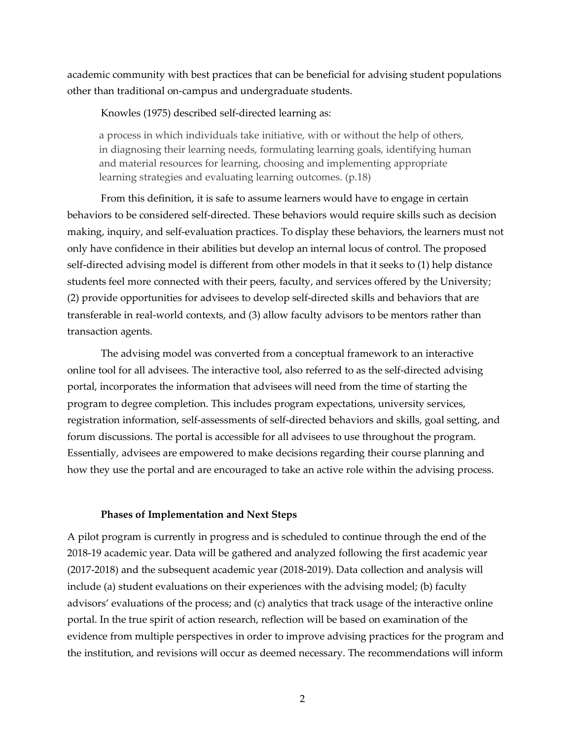academic community with best practices that can be beneficial for advising student populations other than traditional on-campus and undergraduate students.

Knowles (1975) described self-directed learning as:

> a process in which individuals take initiative, with or without the help of others, in diagnosing their learning needs, formulating learning goals, identifying human and material resources for learning, choosing and implementing appropriate learning strategies and evaluating learning outcomes. (p.18)

From this definition, it is safe to assume learners would have to engage in certain behaviors to be considered self-directed. These behaviors would require skills such as decision making, inquiry, and self-evaluation practices. To display these behaviors, the learners must not only have confidence in their abilities but develop an internal locus of control. The proposed self-directed advising model is different from other models in that it seeks to (1) help distance students feel more connected with their peers, faculty, and services offered by the University; (2) provide opportunities for advisees to develop self-directed skills and behaviors that are transferable in real-world contexts, and (3) allow faculty advisors to be mentors rather than transaction agents.

The advising model was converted from a conceptual framework to an interactive online tool for all advisees. The interactive tool, also referred to as the self-directed advising portal, incorporates the information that advisees will need from the time of starting the program to degree completion. This includes program expectations, university services, registration information, self-assessments of self-directed behaviors and skills, goal setting, and forum discussions. The portal is accessible for all advisees to use throughout the program. Essentially, advisees are empowered to make decisions regarding their course planning and how they use the portal and are encouraged to take an active role within the advising process.

### Phases of Implementation and Next Steps

A pilot program is currently in progress and is scheduled to continue through the end of the 2018-19 academic year. Data will be gathered and analyzed following the first academic year (2017-2018) and the subsequent academic year (2018-2019). Data collection and analysis will include (a) student evaluations on their experiences with the advising model; (b) faculty advisors' evaluations of the process; and (c) analytics that track usage of the interactive online portal. In the true spirit of action research, reflection will be based on examination of the evidence from multiple perspectives in order to improve advising practices for the program and the institution, and revisions will occur as deemed necessary. The recommendations will inform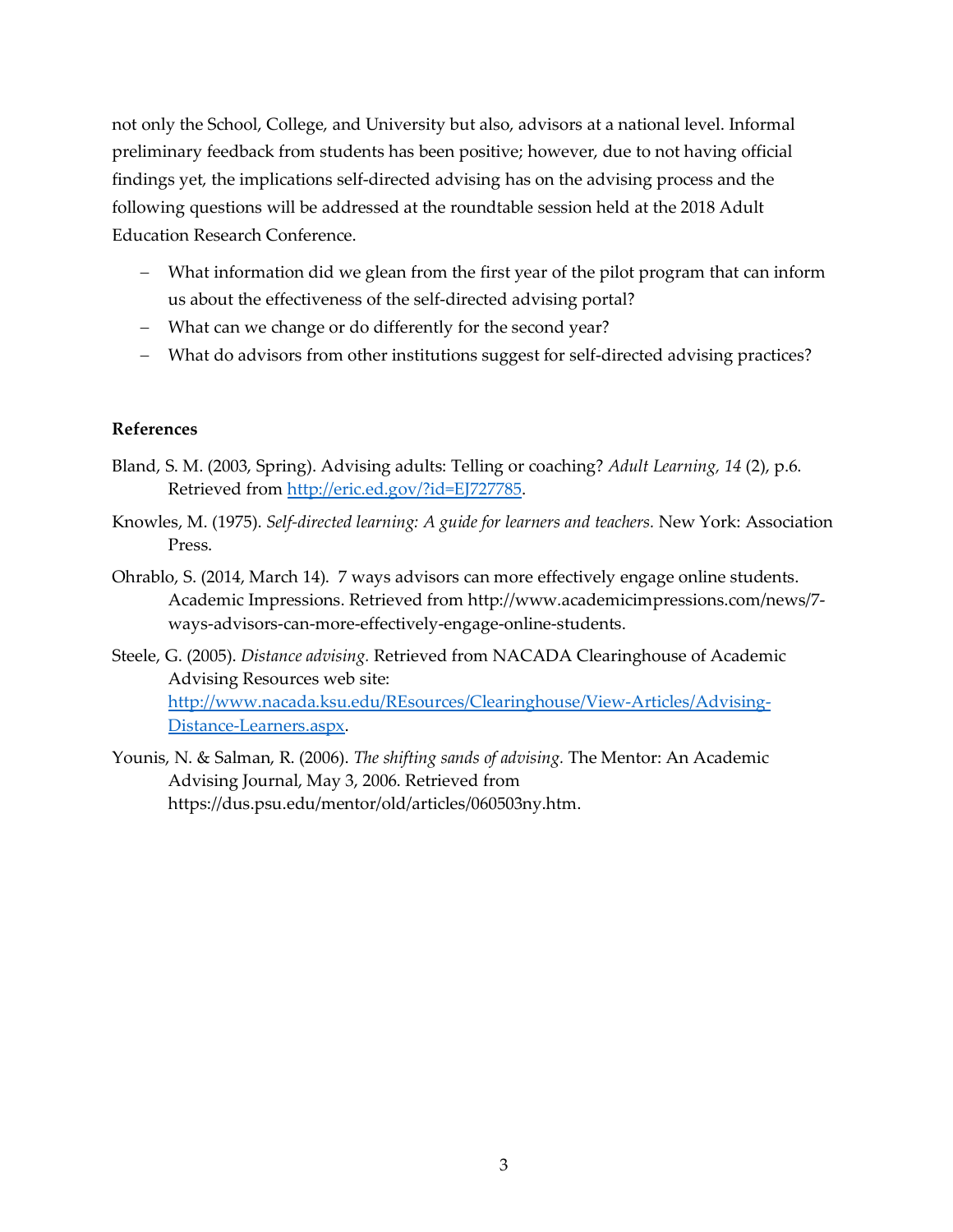not only the School, College, and University but also, advisors at a national level. Informal preliminary feedback from students has been positive; however, due to not having official findings yet, the implications self-directed advising has on the advising process and the following questions will be addressed at the roundtable session held at the 2018 Adult Education Research Conference.

- What information did we glean from the first year of the pilot program that can inform us about the effectiveness of the self-directed advising portal?
- What can we change or do differently for the second year?
- What do advisors from other institutions suggest for self-directed advising practices?

**References**

Bland, S. M. (2003, Spring). Advising adults: Telling or coaching? *Adult Learning, 14* (2), p.6. Retrieved from http://eric.ed.gov/?id=EJ727785.

Knowles, M. (1975). *Self-directed learning: A guide for learners and teachers.* New York: Association Press.

Ohrablo, S. (2014, March 14). 7 ways advisors can more effectively engage online students. Academic Impressions. Retrieved from http://www.academicimpressions.com/news/7-ways-advisors-can-more-effectively-engage-online-students.

Steele, G. (2005). *Distance advising.* Retrieved from NACADA Clearinghouse of Academic Advising Resources web site: http://www.nacada.ksu.edu/REsources/Clearinghouse/View-Articles/Advising-Distance-Learners.aspx.

Younis, N. & Salman, R. (2006). *The shifting sands of advising.* The Mentor: An Academic Advising Journal, May 3, 2006. Retrieved from https://dus.psu.edu/mentor/old/articles/060503ny.htm.